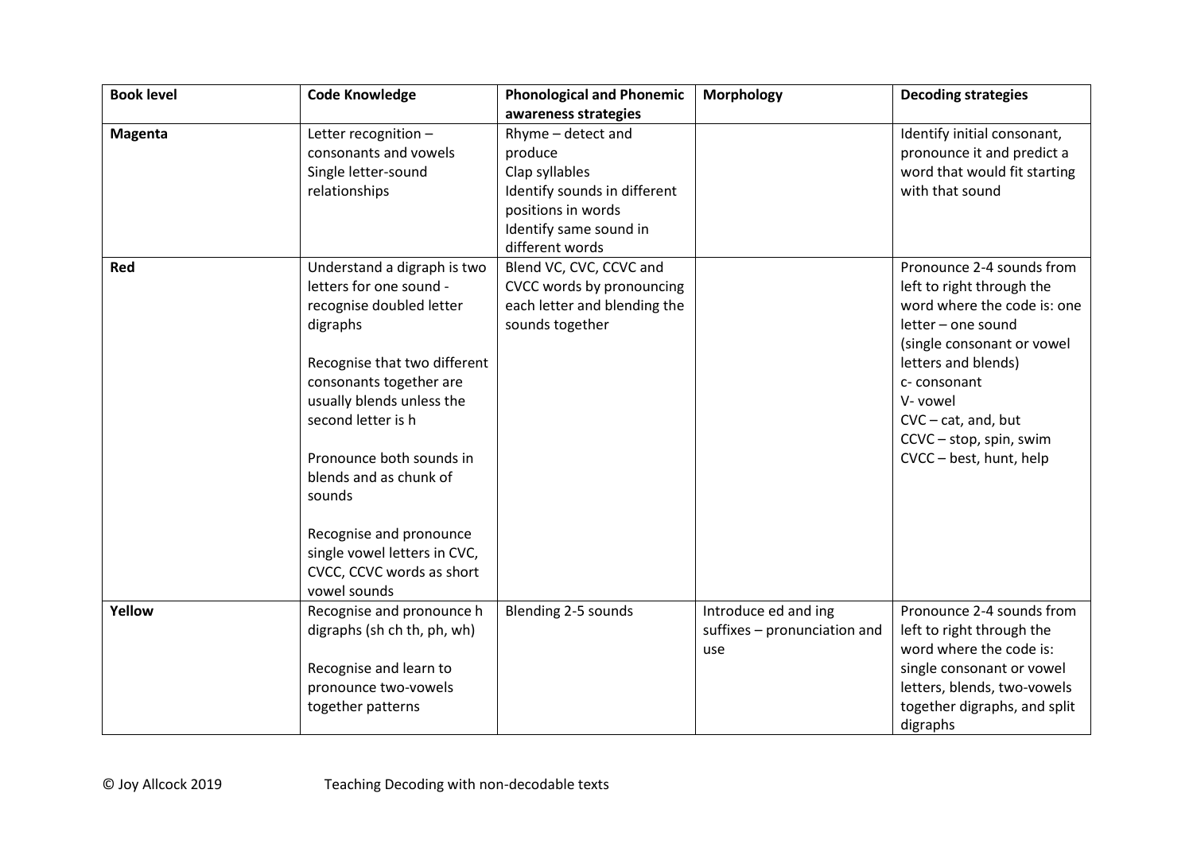| Book level | Code Knowledge | Phonological and Phonemic awareness strategies | Morphology | Decoding strategies |
|---|---|---|---|---|
| **Magenta** | Letter recognition – consonants and vowels<br>Single letter-sound relationships | Rhyme – detect and produce<br>Clap syllables<br>Identify sounds in different positions in words<br>Identify same sound in different words | | Identify initial consonant, pronounce it and predict a word that would fit starting with that sound |
| **Red** | Understand a digraph is two letters for one sound - recognise doubled letter digraphs<br><br>Recognise that two different consonants together are usually blends unless the second letter is h<br><br>Pronounce both sounds in blends and as chunk of sounds<br><br>Recognise and pronounce single vowel letters in CVC, CVCC, CCVC words as short vowel sounds | Blend VC, CVC, CCVC and CVCC words by pronouncing each letter and blending the sounds together | | Pronounce 2-4 sounds from left to right through the word where the code is: one letter – one sound (single consonant or vowel letters and blends)<br>c- consonant<br>V- vowel<br>CVC – cat, and, but<br>CCVC – stop, spin, swim<br>CVCC – best, hunt, help |
| **Yellow** | Recognise and pronounce h digraphs (sh ch th, ph, wh)<br><br>Recognise and learn to pronounce two-vowels together patterns | Blending 2-5 sounds | Introduce ed and ing suffixes – pronunciation and use | Pronounce 2-4 sounds from left to right through the word where the code is: single consonant or vowel letters, blends, two-vowels together digraphs, and split digraphs |

© Joy Allcock 2019 Teaching Decoding with non-decodable texts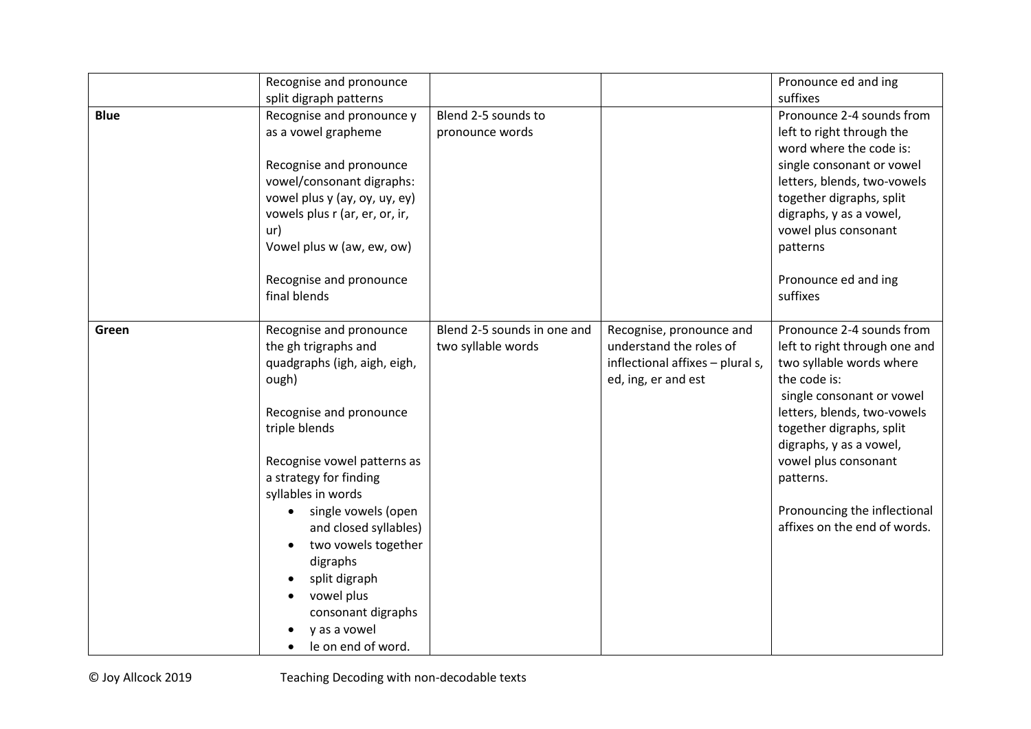| | | | | |
|---|---|---|---|---|
| | Recognise and pronounce split digraph patterns | | | Pronounce ed and ing suffixes |
| **Blue** | Recognise and pronounce y as a vowel grapheme<br><br>Recognise and pronounce vowel/consonant digraphs: vowel plus y (ay, oy, uy, ey) vowels plus r (ar, er, or, ir, ur)<br>Vowel plus w (aw, ew, ow)<br><br>Recognise and pronounce final blends | Blend 2-5 sounds to pronounce words | | Pronounce 2-4 sounds from left to right through the word where the code is: single consonant or vowel letters, blends, two-vowels together digraphs, split digraphs, y as a vowel, vowel plus consonant patterns<br><br>Pronounce ed and ing suffixes |
| **Green** | Recognise and pronounce the gh trigraphs and quadgraphs (igh, aigh, eigh, ough)<br><br>Recognise and pronounce triple blends<br><br>Recognise vowel patterns as a strategy for finding syllables in words<br>• single vowels (open and closed syllables)<br>• two vowels together digraphs<br>• split digraph<br>• vowel plus consonant digraphs<br>• y as a vowel<br>• le on end of word. | Blend 2-5 sounds in one and two syllable words | Recognise, pronounce and understand the roles of inflectional affixes – plural s, ed, ing, er and est | Pronounce 2-4 sounds from left to right through one and two syllable words where the code is:<br>single consonant or vowel letters, blends, two-vowels together digraphs, split digraphs, y as a vowel, vowel plus consonant patterns.<br><br>Pronouncing the inflectional affixes on the end of words. |

© Joy Allcock 2019 Teaching Decoding with non-decodable texts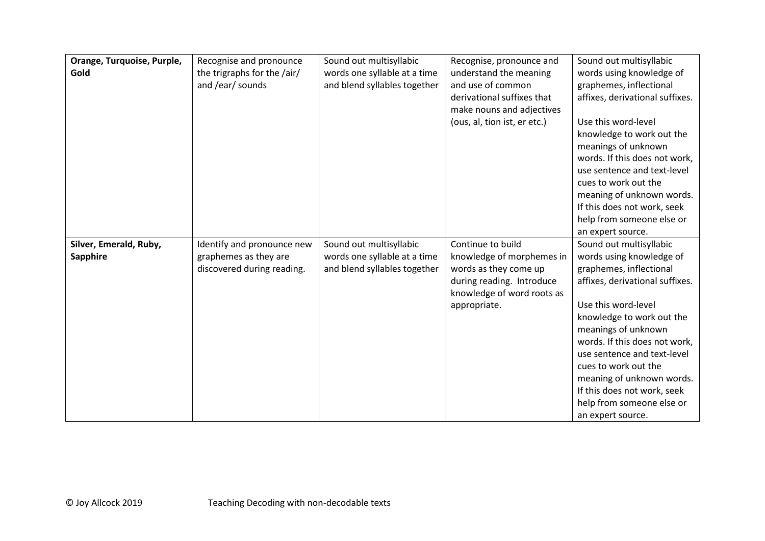| | | | | |
|---|---|---|---|---|
| **Orange, Turquoise, Purple, Gold** | Recognise and pronounce the trigraphs for the /air/ and /ear/ sounds | Sound out multisyllabic words one syllable at a time and blend syllables together | Recognise, pronounce and understand the meaning and use of common derivational suffixes that make nouns and adjectives (ous, al, tion ist, er etc.) | Sound out multisyllabic words using knowledge of graphemes, inflectional affixes, derivational suffixes.<br><br>Use this word-level knowledge to work out the meanings of unknown words. If this does not work, use sentence and text-level cues to work out the meaning of unknown words. If this does not work, seek help from someone else or an expert source. |
| **Silver, Emerald, Ruby, Sapphire** | Identify and pronounce new graphemes as they are discovered during reading. | Sound out multisyllabic words one syllable at a time and blend syllables together | Continue to build knowledge of morphemes in words as they come up during reading. Introduce knowledge of word roots as appropriate. | Sound out multisyllabic words using knowledge of graphemes, inflectional affixes, derivational suffixes.<br><br>Use this word-level knowledge to work out the meanings of unknown words. If this does not work, use sentence and text-level cues to work out the meaning of unknown words. If this does not work, seek help from someone else or an expert source. |

© Joy Allcock 2019 Teaching Decoding with non-decodable texts